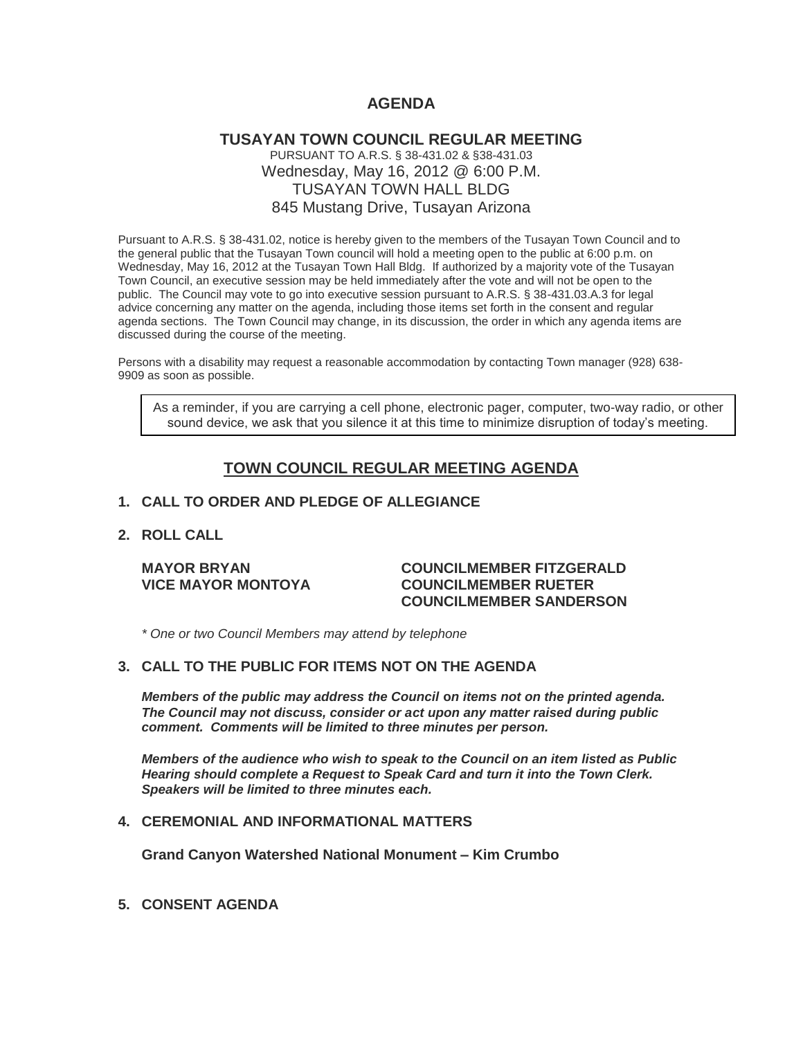# AGENDA

## TUSAYAN TOWN COUNCIL REGULAR MEETING

PURSUANT TO A.R.S. § 38-431.02 & §38-431.03
Wednesday, May 16, 2012 @ 6:00 P.M.
TUSAYAN TOWN HALL BLDG
845 Mustang Drive, Tusayan Arizona

Pursuant to A.R.S. § 38-431.02, notice is hereby given to the members of the Tusayan Town Council and to the general public that the Tusayan Town council will hold a meeting open to the public at 6:00 p.m. on Wednesday, May 16, 2012 at the Tusayan Town Hall Bldg. If authorized by a majority vote of the Tusayan Town Council, an executive session may be held immediately after the vote and will not be open to the public. The Council may vote to go into executive session pursuant to A.R.S. § 38-431.03.A.3 for legal advice concerning any matter on the agenda, including those items set forth in the consent and regular agenda sections. The Town Council may change, in its discussion, the order in which any agenda items are discussed during the course of the meeting.

Persons with a disability may request a reasonable accommodation by contacting Town manager (928) 638-9909 as soon as possible.

As a reminder, if you are carrying a cell phone, electronic pager, computer, two-way radio, or other sound device, we ask that you silence it at this time to minimize disruption of today's meeting.

## TOWN COUNCIL REGULAR MEETING AGENDA

**1. CALL TO ORDER AND PLEDGE OF ALLEGIANCE**

**2. ROLL CALL**

**MAYOR BRYAN**
**VICE MAYOR MONTOYA**
**COUNCILMEMBER FITZGERALD**
**COUNCILMEMBER RUETER**
**COUNCILMEMBER SANDERSON**

*\* One or two Council Members may attend by telephone*

**3. CALL TO THE PUBLIC FOR ITEMS NOT ON THE AGENDA**

***Members of the public may address the Council on items not on the printed agenda. The Council may not discuss, consider or act upon any matter raised during public comment. Comments will be limited to three minutes per person.***

***Members of the audience who wish to speak to the Council on an item listed as Public Hearing should complete a Request to Speak Card and turn it into the Town Clerk. Speakers will be limited to three minutes each.***

**4. CEREMONIAL AND INFORMATIONAL MATTERS**

**Grand Canyon Watershed National Monument – Kim Crumbo**

**5. CONSENT AGENDA**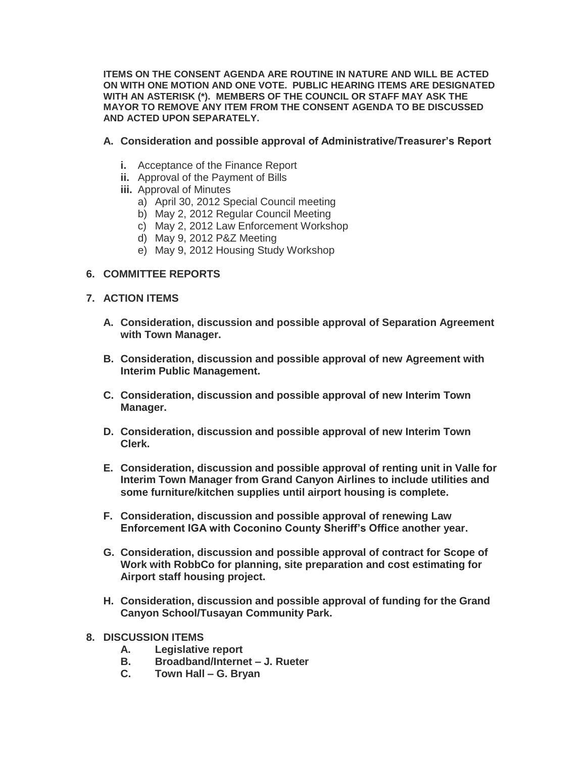**ITEMS ON THE CONSENT AGENDA ARE ROUTINE IN NATURE AND WILL BE ACTED ON WITH ONE MOTION AND ONE VOTE. PUBLIC HEARING ITEMS ARE DESIGNATED WITH AN ASTERISK (*). MEMBERS OF THE COUNCIL OR STAFF MAY ASK THE MAYOR TO REMOVE ANY ITEM FROM THE CONSENT AGENDA TO BE DISCUSSED AND ACTED UPON SEPARATELY.**

**A. Consideration and possible approval of Administrative/Treasurer's Report**

- **i.** Acceptance of the Finance Report
- **ii.** Approval of the Payment of Bills
- **iii.** Approval of Minutes
  - a) April 30, 2012 Special Council meeting
  - b) May 2, 2012 Regular Council Meeting
  - c) May 2, 2012 Law Enforcement Workshop
  - d) May 9, 2012 P&Z Meeting
  - e) May 9, 2012 Housing Study Workshop

**6. COMMITTEE REPORTS**

**7. ACTION ITEMS**

**A. Consideration, discussion and possible approval of Separation Agreement with Town Manager.**

**B. Consideration, discussion and possible approval of new Agreement with Interim Public Management.**

**C. Consideration, discussion and possible approval of new Interim Town Manager.**

**D. Consideration, discussion and possible approval of new Interim Town Clerk.**

**E. Consideration, discussion and possible approval of renting unit in Valle for Interim Town Manager from Grand Canyon Airlines to include utilities and some furniture/kitchen supplies until airport housing is complete.**

**F. Consideration, discussion and possible approval of renewing Law Enforcement IGA with Coconino County Sheriff's Office another year.**

**G. Consideration, discussion and possible approval of contract for Scope of Work with RobbCo for planning, site preparation and cost estimating for Airport staff housing project.**

**H. Consideration, discussion and possible approval of funding for the Grand Canyon School/Tusayan Community Park.**

**8. DISCUSSION ITEMS**

**A. Legislative report**

**B. Broadband/Internet – J. Rueter**

**C. Town Hall – G. Bryan**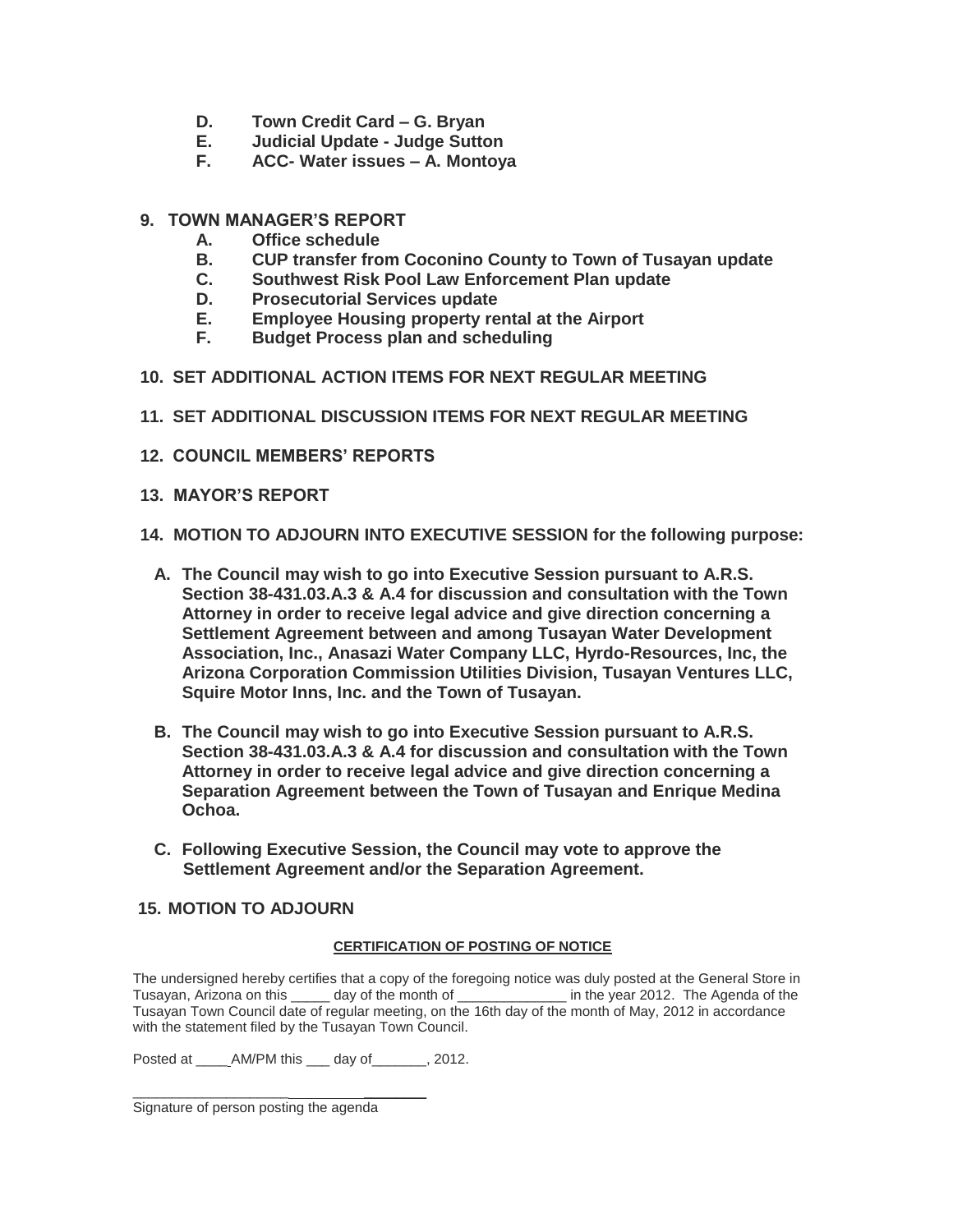- **D. Town Credit Card – G. Bryan**
- **E. Judicial Update - Judge Sutton**
- **F. ACC- Water issues – A. Montoya**

**9. TOWN MANAGER'S REPORT**

- **A. Office schedule**
- **B. CUP transfer from Coconino County to Town of Tusayan update**
- **C. Southwest Risk Pool Law Enforcement Plan update**
- **D. Prosecutorial Services update**
- **E. Employee Housing property rental at the Airport**
- **F. Budget Process plan and scheduling**

**10. SET ADDITIONAL ACTION ITEMS FOR NEXT REGULAR MEETING**

**11. SET ADDITIONAL DISCUSSION ITEMS FOR NEXT REGULAR MEETING**

**12. COUNCIL MEMBERS' REPORTS**

**13. MAYOR'S REPORT**

**14. MOTION TO ADJOURN INTO EXECUTIVE SESSION for the following purpose:**

**A. The Council may wish to go into Executive Session pursuant to A.R.S. Section 38-431.03.A.3 & A.4 for discussion and consultation with the Town Attorney in order to receive legal advice and give direction concerning a Settlement Agreement between and among Tusayan Water Development Association, Inc., Anasazi Water Company LLC, Hyrdo-Resources, Inc, the Arizona Corporation Commission Utilities Division, Tusayan Ventures LLC, Squire Motor Inns, Inc. and the Town of Tusayan.**

**B. The Council may wish to go into Executive Session pursuant to A.R.S. Section 38-431.03.A.3 & A.4 for discussion and consultation with the Town Attorney in order to receive legal advice and give direction concerning a Separation Agreement between the Town of Tusayan and Enrique Medina Ochoa.**

**C. Following Executive Session, the Council may vote to approve the Settlement Agreement and/or the Separation Agreement.**

**15. MOTION TO ADJOURN**

**CERTIFICATION OF POSTING OF NOTICE**

The undersigned hereby certifies that a copy of the foregoing notice was duly posted at the General Store in Tusayan, Arizona on this _____ day of the month of ______________ in the year 2012. The Agenda of the Tusayan Town Council date of regular meeting, on the 16th day of the month of May, 2012 in accordance with the statement filed by the Tusayan Town Council.

Posted at _____AM/PM this ___ day of_______, 2012.

_______________________________

Signature of person posting the agenda